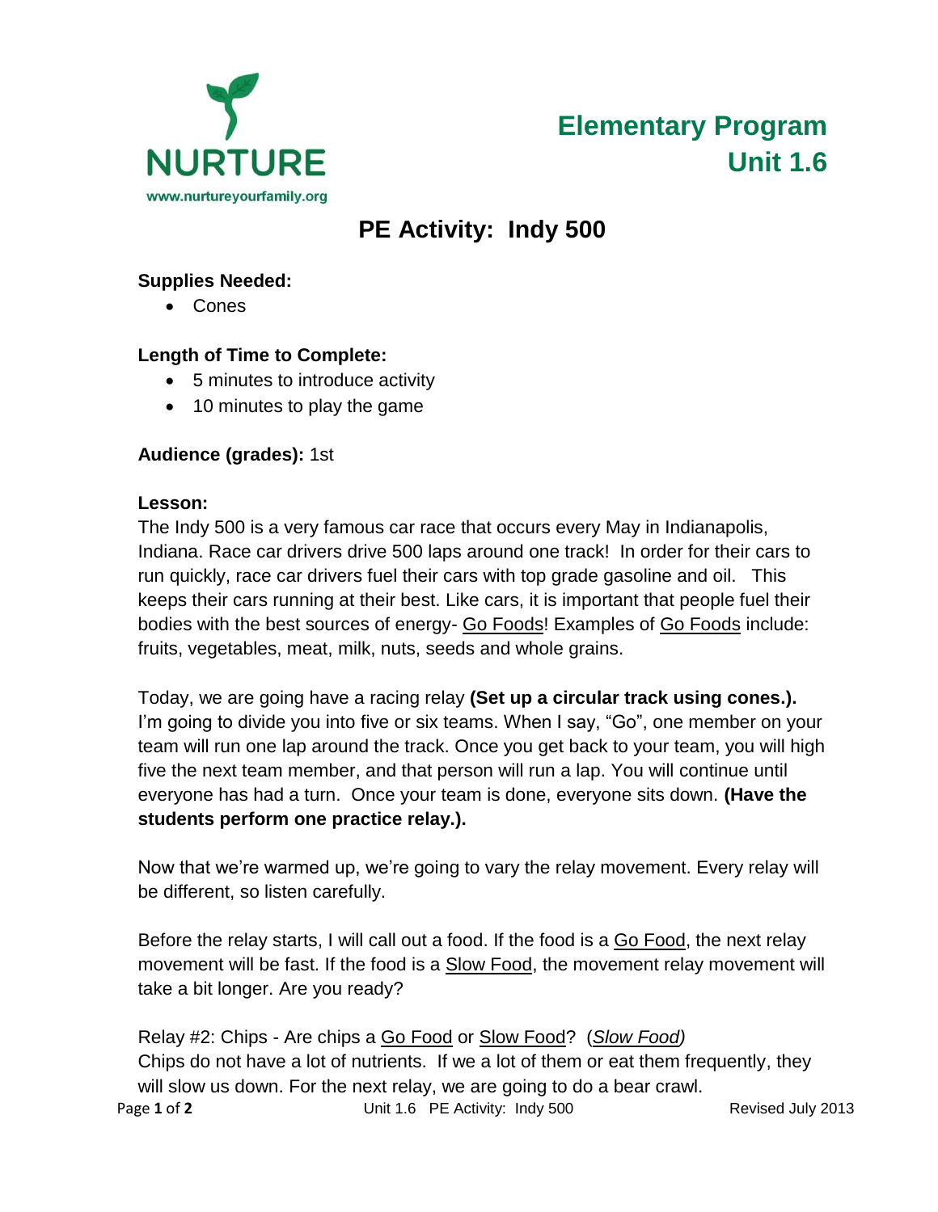NURTURE

www.nurtureyourfamily.org

# Elementary Program
# Unit 1.6

## PE Activity: Indy 500

**Supplies Needed:**

- Cones

**Length of Time to Complete:**

- 5 minutes to introduce activity
- 10 minutes to play the game

**Audience (grades):** 1st

**Lesson:**

The Indy 500 is a very famous car race that occurs every May in Indianapolis, Indiana. Race car drivers drive 500 laps around one track! In order for their cars to run quickly, race car drivers fuel their cars with top grade gasoline and oil. This keeps their cars running at their best. Like cars, it is important that people fuel their bodies with the best sources of energy- Go Foods! Examples of Go Foods include: fruits, vegetables, meat, milk, nuts, seeds and whole grains.

Today, we are going have a racing relay **(Set up a circular track using cones.).** I'm going to divide you into five or six teams. When I say, "Go", one member on your team will run one lap around the track. Once you get back to your team, you will high five the next team member, and that person will run a lap. You will continue until everyone has had a turn. Once your team is done, everyone sits down. **(Have the students perform one practice relay.).**

Now that we're warmed up, we're going to vary the relay movement. Every relay will be different, so listen carefully.

Before the relay starts, I will call out a food. If the food is a Go Food, the next relay movement will be fast. If the food is a Slow Food, the movement relay movement will take a bit longer. Are you ready?

Relay #2: Chips - Are chips a Go Food or Slow Food? (*Slow Food)*
Chips do not have a lot of nutrients. If we a lot of them or eat them frequently, they will slow us down. For the next relay, we are going to do a bear crawl.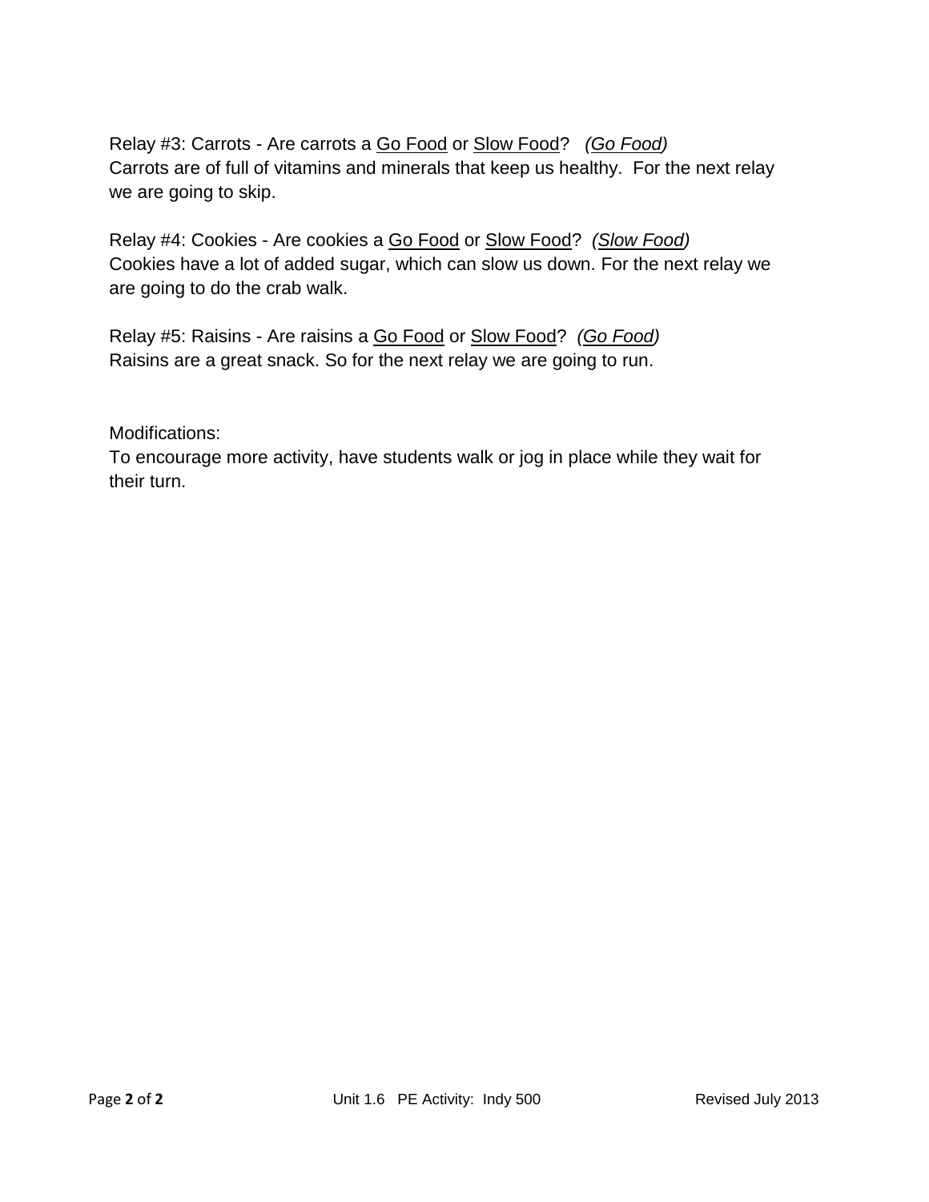Relay #3: Carrots - Are carrots a <u>Go Food</u> or <u>Slow Food</u>? *(<u>Go Food</u>)*
Carrots are of full of vitamins and minerals that keep us healthy. For the next relay we are going to skip.

Relay #4: Cookies - Are cookies a <u>Go Food</u> or <u>Slow Food</u>? *(<u>Slow Food</u>)*
Cookies have a lot of added sugar, which can slow us down. For the next relay we are going to do the crab walk.

Relay #5: Raisins - Are raisins a <u>Go Food</u> or <u>Slow Food</u>? *(<u>Go Food</u>)*
Raisins are a great snack. So for the next relay we are going to run.

Modifications:
To encourage more activity, have students walk or jog in place while they wait for their turn.